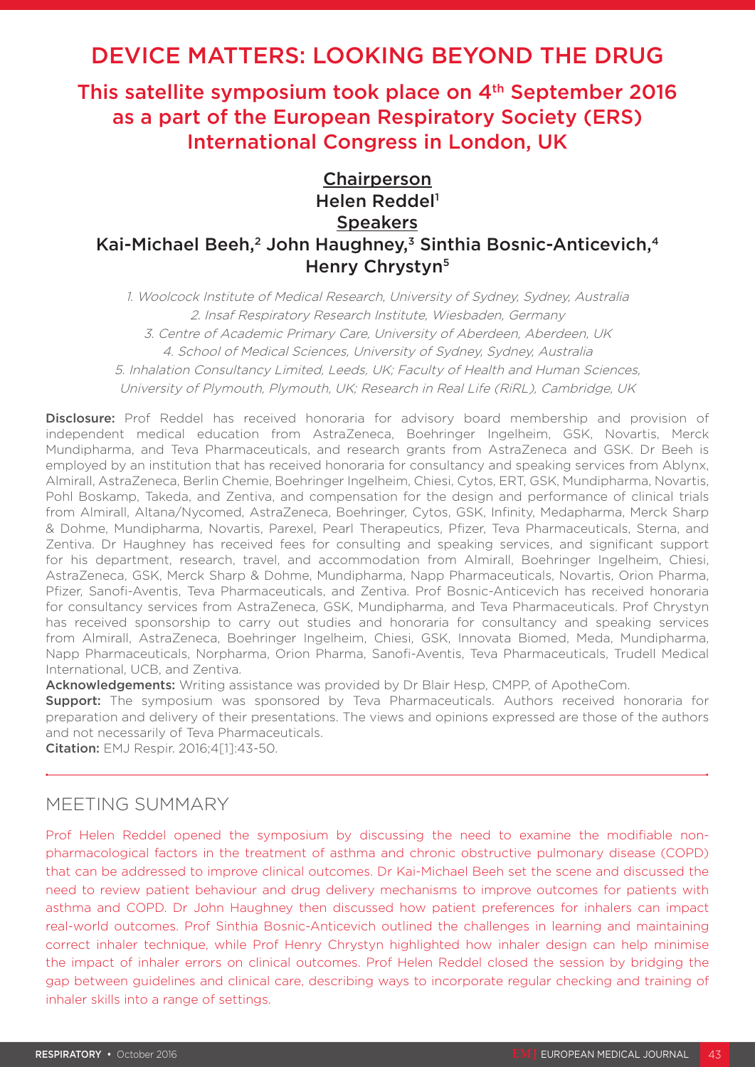# DEVICE MATTERS: LOOKING BEYOND THE DRUG

## This satellite symposium took place on 4th September 2016 as a part of the European Respiratory Society (ERS) International Congress in London, UK

**Chairperson**

**Helen Reddel[1]**

**Speakers**

**Kai-Michael Beeh,[2] John Haughney,[3] Sinthia Bosnic-Anticevich,[4] Henry Chrystyn[5]**

*1. Woolcock Institute of Medical Research, University of Sydney, Sydney, Australia*
*2. Insaf Respiratory Research Institute, Wiesbaden, Germany*
*3. Centre of Academic Primary Care, University of Aberdeen, Aberdeen, UK*
*4. School of Medical Sciences, University of Sydney, Sydney, Australia*
*5. Inhalation Consultancy Limited, Leeds, UK; Faculty of Health and Human Sciences, University of Plymouth, Plymouth, UK; Research in Real Life (RiRL), Cambridge, UK*

**Disclosure:** Prof Reddel has received honoraria for advisory board membership and provision of independent medical education from AstraZeneca, Boehringer Ingelheim, GSK, Novartis, Merck Mundipharma, and Teva Pharmaceuticals, and research grants from AstraZeneca and GSK. Dr Beeh is employed by an institution that has received honoraria for consultancy and speaking services from Ablynx, Almirall, AstraZeneca, Berlin Chemie, Boehringer Ingelheim, Chiesi, Cytos, ERT, GSK, Mundipharma, Novartis, Pohl Boskamp, Takeda, and Zentiva, and compensation for the design and performance of clinical trials from Almirall, Altana/Nycomed, AstraZeneca, Boehringer, Cytos, GSK, Infinity, Medapharma, Merck Sharp & Dohme, Mundipharma, Novartis, Parexel, Pearl Therapeutics, Pfizer, Teva Pharmaceuticals, Sterna, and Zentiva. Dr Haughney has received fees for consulting and speaking services, and significant support for his department, research, travel, and accommodation from Almirall, Boehringer Ingelheim, Chiesi, AstraZeneca, GSK, Merck Sharp & Dohme, Mundipharma, Napp Pharmaceuticals, Novartis, Orion Pharma, Pfizer, Sanofi-Aventis, Teva Pharmaceuticals, and Zentiva. Prof Bosnic-Anticevich has received honoraria for consultancy services from AstraZeneca, GSK, Mundipharma, and Teva Pharmaceuticals. Prof Chrystyn has received sponsorship to carry out studies and honoraria for consultancy and speaking services from Almirall, AstraZeneca, Boehringer Ingelheim, Chiesi, GSK, Innovata Biomed, Meda, Mundipharma, Napp Pharmaceuticals, Norpharma, Orion Pharma, Sanofi-Aventis, Teva Pharmaceuticals, Trudell Medical International, UCB, and Zentiva.

**Acknowledgements:** Writing assistance was provided by Dr Blair Hesp, CMPP, of ApotheCom.

**Support:** The symposium was sponsored by Teva Pharmaceuticals. Authors received honoraria for preparation and delivery of their presentations. The views and opinions expressed are those of the authors and not necessarily of Teva Pharmaceuticals.

**Citation:** EMJ Respir. 2016;4[1]:43-50.

## MEETING SUMMARY

Prof Helen Reddel opened the symposium by discussing the need to examine the modifiable non-pharmacological factors in the treatment of asthma and chronic obstructive pulmonary disease (COPD) that can be addressed to improve clinical outcomes. Dr Kai-Michael Beeh set the scene and discussed the need to review patient behaviour and drug delivery mechanisms to improve outcomes for patients with asthma and COPD. Dr John Haughney then discussed how patient preferences for inhalers can impact real-world outcomes. Prof Sinthia Bosnic-Anticevich outlined the challenges in learning and maintaining correct inhaler technique, while Prof Henry Chrystyn highlighted how inhaler design can help minimise the impact of inhaler errors on clinical outcomes. Prof Helen Reddel closed the session by bridging the gap between guidelines and clinical care, describing ways to incorporate regular checking and training of inhaler skills into a range of settings.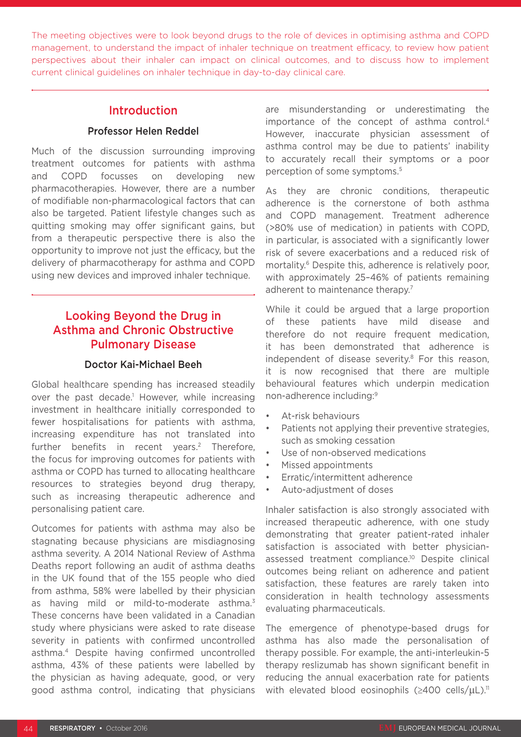The meeting objectives were to look beyond drugs to the role of devices in optimising asthma and COPD management, to understand the impact of inhaler technique on treatment efficacy, to review how patient perspectives about their inhaler can impact on clinical outcomes, and to discuss how to implement current clinical guidelines on inhaler technique in day-to-day clinical care.

## Introduction

### Professor Helen Reddel

Much of the discussion surrounding improving treatment outcomes for patients with asthma and COPD focusses on developing new pharmacotherapies. However, there are a number of modifiable non-pharmacological factors that can also be targeted. Patient lifestyle changes such as quitting smoking may offer significant gains, but from a therapeutic perspective there is also the opportunity to improve not just the efficacy, but the delivery of pharmacotherapy for asthma and COPD using new devices and improved inhaler technique.

## Looking Beyond the Drug in Asthma and Chronic Obstructive Pulmonary Disease

### Doctor Kai-Michael Beeh

Global healthcare spending has increased steadily over the past decade.[1] However, while increasing investment in healthcare initially corresponded to fewer hospitalisations for patients with asthma, increasing expenditure has not translated into further benefits in recent years.[2] Therefore, the focus for improving outcomes for patients with asthma or COPD has turned to allocating healthcare resources to strategies beyond drug therapy, such as increasing therapeutic adherence and personalising patient care.

Outcomes for patients with asthma may also be stagnating because physicians are misdiagnosing asthma severity. A 2014 National Review of Asthma Deaths report following an audit of asthma deaths in the UK found that of the 155 people who died from asthma, 58% were labelled by their physician as having mild or mild-to-moderate asthma.[3] These concerns have been validated in a Canadian study where physicians were asked to rate disease severity in patients with confirmed uncontrolled asthma.[4] Despite having confirmed uncontrolled asthma, 43% of these patients were labelled by the physician as having adequate, good, or very good asthma control, indicating that physicians are misunderstanding or underestimating the importance of the concept of asthma control.[4] However, inaccurate physician assessment of asthma control may be due to patients' inability to accurately recall their symptoms or a poor perception of some symptoms.[5]

As they are chronic conditions, therapeutic adherence is the cornerstone of both asthma and COPD management. Treatment adherence (>80% use of medication) in patients with COPD, in particular, is associated with a significantly lower risk of severe exacerbations and a reduced risk of mortality.[6] Despite this, adherence is relatively poor, with approximately 25–46% of patients remaining adherent to maintenance therapy.[7]

While it could be argued that a large proportion of these patients have mild disease and therefore do not require frequent medication, it has been demonstrated that adherence is independent of disease severity.[8] For this reason, it is now recognised that there are multiple behavioural features which underpin medication non-adherence including:[9]

- At-risk behaviours
- Patients not applying their preventive strategies, such as smoking cessation
- Use of non-observed medications
- Missed appointments
- Erratic/intermittent adherence
- Auto-adjustment of doses

Inhaler satisfaction is also strongly associated with increased therapeutic adherence, with one study demonstrating that greater patient-rated inhaler satisfaction is associated with better physician-assessed treatment compliance.[10] Despite clinical outcomes being reliant on adherence and patient satisfaction, these features are rarely taken into consideration in health technology assessments evaluating pharmaceuticals.

The emergence of phenotype-based drugs for asthma has also made the personalisation of therapy possible. For example, the anti-interleukin-5 therapy reslizumab has shown significant benefit in reducing the annual exacerbation rate for patients with elevated blood eosinophils (≥400 cells/μL).[11]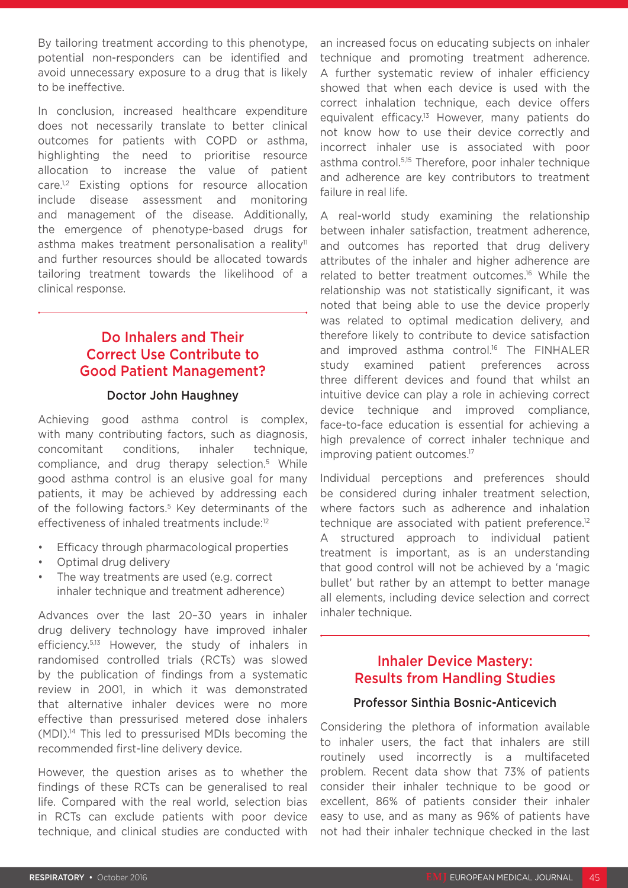By tailoring treatment according to this phenotype, potential non-responders can be identified and avoid unnecessary exposure to a drug that is likely to be ineffective.

In conclusion, increased healthcare expenditure does not necessarily translate to better clinical outcomes for patients with COPD or asthma, highlighting the need to prioritise resource allocation to increase the value of patient care.[1,2] Existing options for resource allocation include disease assessment and monitoring and management of the disease. Additionally, the emergence of phenotype-based drugs for asthma makes treatment personalisation a reality[11] and further resources should be allocated towards tailoring treatment towards the likelihood of a clinical response.

## Do Inhalers and Their Correct Use Contribute to Good Patient Management?

### Doctor John Haughney

Achieving good asthma control is complex, with many contributing factors, such as diagnosis, concomitant conditions, inhaler technique, compliance, and drug therapy selection.[5] While good asthma control is an elusive goal for many patients, it may be achieved by addressing each of the following factors.[5] Key determinants of the effectiveness of inhaled treatments include:[12]

- Efficacy through pharmacological properties
- Optimal drug delivery
- The way treatments are used (e.g. correct inhaler technique and treatment adherence)

Advances over the last 20–30 years in inhaler drug delivery technology have improved inhaler efficiency.[5,13] However, the study of inhalers in randomised controlled trials (RCTs) was slowed by the publication of findings from a systematic review in 2001, in which it was demonstrated that alternative inhaler devices were no more effective than pressurised metered dose inhalers (MDI).[14] This led to pressurised MDIs becoming the recommended first-line delivery device.

However, the question arises as to whether the findings of these RCTs can be generalised to real life. Compared with the real world, selection bias in RCTs can exclude patients with poor device technique, and clinical studies are conducted with an increased focus on educating subjects on inhaler technique and promoting treatment adherence. A further systematic review of inhaler efficiency showed that when each device is used with the correct inhalation technique, each device offers equivalent efficacy.[13] However, many patients do not know how to use their device correctly and incorrect inhaler use is associated with poor asthma control.[5,15] Therefore, poor inhaler technique and adherence are key contributors to treatment failure in real life.

A real-world study examining the relationship between inhaler satisfaction, treatment adherence, and outcomes has reported that drug delivery attributes of the inhaler and higher adherence are related to better treatment outcomes.[16] While the relationship was not statistically significant, it was noted that being able to use the device properly was related to optimal medication delivery, and therefore likely to contribute to device satisfaction and improved asthma control.[16] The FINHALER study examined patient preferences across three different devices and found that whilst an intuitive device can play a role in achieving correct device technique and improved compliance, face-to-face education is essential for achieving a high prevalence of correct inhaler technique and improving patient outcomes.[17]

Individual perceptions and preferences should be considered during inhaler treatment selection, where factors such as adherence and inhalation technique are associated with patient preference.[12] A structured approach to individual patient treatment is important, as is an understanding that good control will not be achieved by a 'magic bullet' but rather by an attempt to better manage all elements, including device selection and correct inhaler technique.

## Inhaler Device Mastery: Results from Handling Studies

### Professor Sinthia Bosnic-Anticevich

Considering the plethora of information available to inhaler users, the fact that inhalers are still routinely used incorrectly is a multifaceted problem. Recent data show that 73% of patients consider their inhaler technique to be good or excellent, 86% of patients consider their inhaler easy to use, and as many as 96% of patients have not had their inhaler technique checked in the last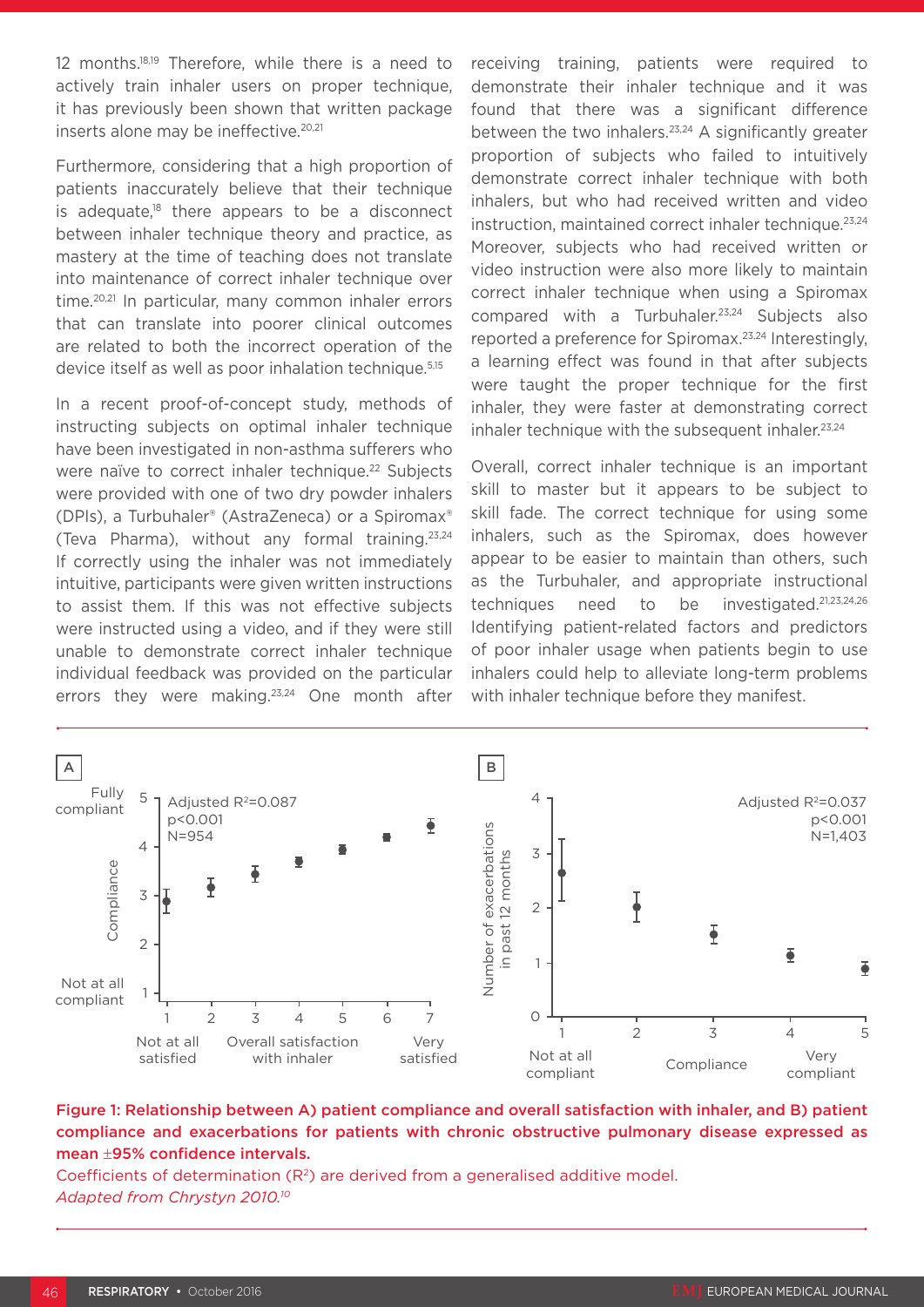12 months.[18,19] Therefore, while there is a need to actively train inhaler users on proper technique, it has previously been shown that written package inserts alone may be ineffective.[20,21]

Furthermore, considering that a high proportion of patients inaccurately believe that their technique is adequate,[18] there appears to be a disconnect between inhaler technique theory and practice, as mastery at the time of teaching does not translate into maintenance of correct inhaler technique over time.[20,21] In particular, many common inhaler errors that can translate into poorer clinical outcomes are related to both the incorrect operation of the device itself as well as poor inhalation technique.[5,15]

In a recent proof-of-concept study, methods of instructing subjects on optimal inhaler technique have been investigated in non-asthma sufferers who were naïve to correct inhaler technique.[22] Subjects were provided with one of two dry powder inhalers (DPIs), a Turbuhaler® (AstraZeneca) or a Spiromax® (Teva Pharma), without any formal training.[23,24] If correctly using the inhaler was not immediately intuitive, participants were given written instructions to assist them. If this was not effective subjects were instructed using a video, and if they were still unable to demonstrate correct inhaler technique individual feedback was provided on the particular errors they were making.[23,24] One month after receiving training, patients were required to demonstrate their inhaler technique and it was found that there was a significant difference between the two inhalers.[23,24] A significantly greater proportion of subjects who failed to intuitively demonstrate correct inhaler technique with both inhalers, but who had received written and video instruction, maintained correct inhaler technique.[23,24] Moreover, subjects who had received written or video instruction were also more likely to maintain correct inhaler technique when using a Spiromax compared with a Turbuhaler.[23,24] Subjects also reported a preference for Spiromax.[23,24] Interestingly, a learning effect was found in that after subjects were taught the proper technique for the first inhaler, they were faster at demonstrating correct inhaler technique with the subsequent inhaler.[23,24]

Overall, correct inhaler technique is an important skill to master but it appears to be subject to skill fade. The correct technique for using some inhalers, such as the Spiromax, does however appear to be easier to maintain than others, such as the Turbuhaler, and appropriate instructional techniques need to be investigated.[21,23,24,26] Identifying patient-related factors and predictors of poor inhaler usage when patients begin to use inhalers could help to alleviate long-term problems with inhaler technique before they manifest.

**Figure 1: Relationship between A) patient compliance and overall satisfaction with inhaler, and B) patient compliance and exacerbations for patients with chronic obstructive pulmonary disease expressed as mean ±95% confidence intervals.**

Coefficients of determination ($R^2$) are derived from a generalised additive model.

*Adapted from Chrystyn 2010.[10]*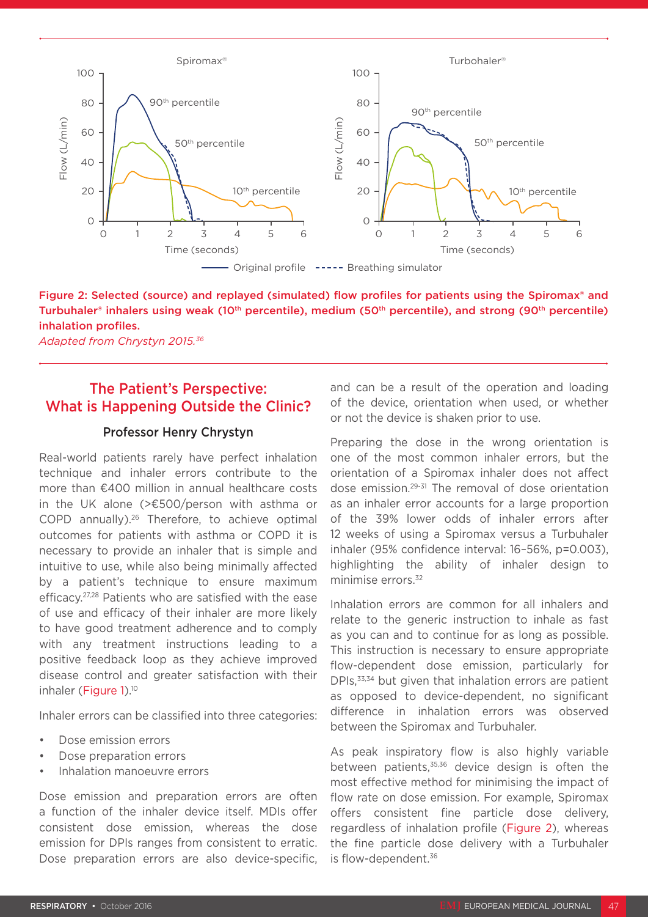Figure 2: Selected (source) and replayed (simulated) flow profiles for patients using the Spiromax® and Turbuhaler® inhalers using weak (10th percentile), medium (50th percentile), and strong (90th percentile) inhalation profiles.

*Adapted from Chrystyn 2015.[36]*

## The Patient's Perspective: What is Happening Outside the Clinic?

**Professor Henry Chrystyn**

Real-world patients rarely have perfect inhalation technique and inhaler errors contribute to the more than €400 million in annual healthcare costs in the UK alone (>€500/person with asthma or COPD annually).[26] Therefore, to achieve optimal outcomes for patients with asthma or COPD it is necessary to provide an inhaler that is simple and intuitive to use, while also being minimally affected by a patient's technique to ensure maximum efficacy.[27,28] Patients who are satisfied with the ease of use and efficacy of their inhaler are more likely to have good treatment adherence and to comply with any treatment instructions leading to a positive feedback loop as they achieve improved disease control and greater satisfaction with their inhaler (Figure 1).[10]

Inhaler errors can be classified into three categories:

- Dose emission errors
- Dose preparation errors
- Inhalation manoeuvre errors

Dose emission and preparation errors are often a function of the inhaler device itself. MDIs offer consistent dose emission, whereas the dose emission for DPIs ranges from consistent to erratic. Dose preparation errors are also device-specific, and can be a result of the operation and loading of the device, orientation when used, or whether or not the device is shaken prior to use.

Preparing the dose in the wrong orientation is one of the most common inhaler errors, but the orientation of a Spiromax inhaler does not affect dose emission.[29-31] The removal of dose orientation as an inhaler error accounts for a large proportion of the 39% lower odds of inhaler errors after 12 weeks of using a Spiromax versus a Turbuhaler inhaler (95% confidence interval: 16–56%, p=0.003), highlighting the ability of inhaler design to minimise errors.[32]

Inhalation errors are common for all inhalers and relate to the generic instruction to inhale as fast as you can and to continue for as long as possible. This instruction is necessary to ensure appropriate flow-dependent dose emission, particularly for DPIs,[33,34] but given that inhalation errors are patient as opposed to device-dependent, no significant difference in inhalation errors was observed between the Spiromax and Turbuhaler.

As peak inspiratory flow is also highly variable between patients,[35,36] device design is often the most effective method for minimising the impact of flow rate on dose emission. For example, Spiromax offers consistent fine particle dose delivery, regardless of inhalation profile (Figure 2), whereas the fine particle dose delivery with a Turbuhaler is flow-dependent.[36]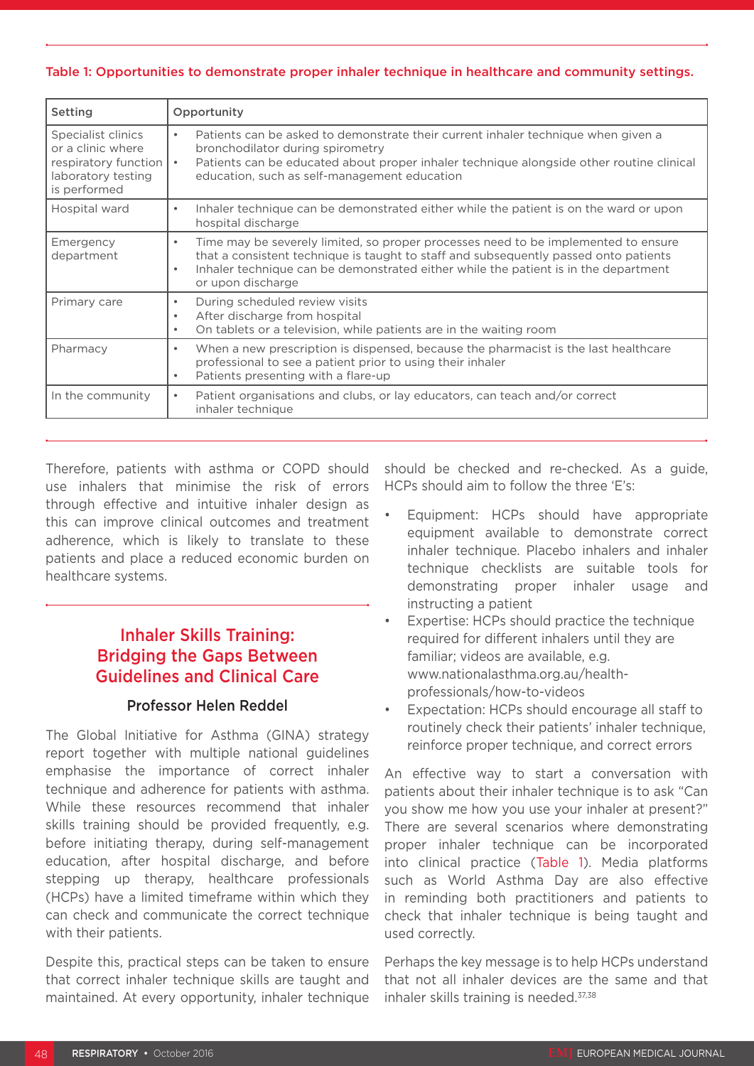Table 1: Opportunities to demonstrate proper inhaler technique in healthcare and community settings.

| Setting | Opportunity |
|---|---|
| Specialist clinics or a clinic where respiratory function laboratory testing is performed | • Patients can be asked to demonstrate their current inhaler technique when given a bronchodilator during spirometry<br>• Patients can be educated about proper inhaler technique alongside other routine clinical education, such as self-management education |
| Hospital ward | • Inhaler technique can be demonstrated either while the patient is on the ward or upon hospital discharge |
| Emergency department | • Time may be severely limited, so proper processes need to be implemented to ensure that a consistent technique is taught to staff and subsequently passed onto patients<br>• Inhaler technique can be demonstrated either while the patient is in the department or upon discharge |
| Primary care | • During scheduled review visits<br>• After discharge from hospital<br>• On tablets or a television, while patients are in the waiting room |
| Pharmacy | • When a new prescription is dispensed, because the pharmacist is the last healthcare professional to see a patient prior to using their inhaler<br>• Patients presenting with a flare-up |
| In the community | • Patient organisations and clubs, or lay educators, can teach and/or correct inhaler technique |

Therefore, patients with asthma or COPD should use inhalers that minimise the risk of errors through effective and intuitive inhaler design as this can improve clinical outcomes and treatment adherence, which is likely to translate to these patients and place a reduced economic burden on healthcare systems.

## Inhaler Skills Training: Bridging the Gaps Between Guidelines and Clinical Care

**Professor Helen Reddel**

The Global Initiative for Asthma (GINA) strategy report together with multiple national guidelines emphasise the importance of correct inhaler technique and adherence for patients with asthma. While these resources recommend that inhaler skills training should be provided frequently, e.g. before initiating therapy, during self-management education, after hospital discharge, and before stepping up therapy, healthcare professionals (HCPs) have a limited timeframe within which they can check and communicate the correct technique with their patients.

Despite this, practical steps can be taken to ensure that correct inhaler technique skills are taught and maintained. At every opportunity, inhaler technique should be checked and re-checked. As a guide, HCPs should aim to follow the three 'E's:

- Equipment: HCPs should have appropriate equipment available to demonstrate correct inhaler technique. Placebo inhalers and inhaler technique checklists are suitable tools for demonstrating proper inhaler usage and instructing a patient
- Expertise: HCPs should practice the technique required for different inhalers until they are familiar; videos are available, e.g. www.nationalasthma.org.au/health-professionals/how-to-videos
- Expectation: HCPs should encourage all staff to routinely check their patients' inhaler technique, reinforce proper technique, and correct errors

An effective way to start a conversation with patients about their inhaler technique is to ask "Can you show me how you use your inhaler at present?" There are several scenarios where demonstrating proper inhaler technique can be incorporated into clinical practice (Table 1). Media platforms such as World Asthma Day are also effective in reminding both practitioners and patients to check that inhaler technique is being taught and used correctly.

Perhaps the key message is to help HCPs understand that not all inhaler devices are the same and that inhaler skills training is needed.[37,38]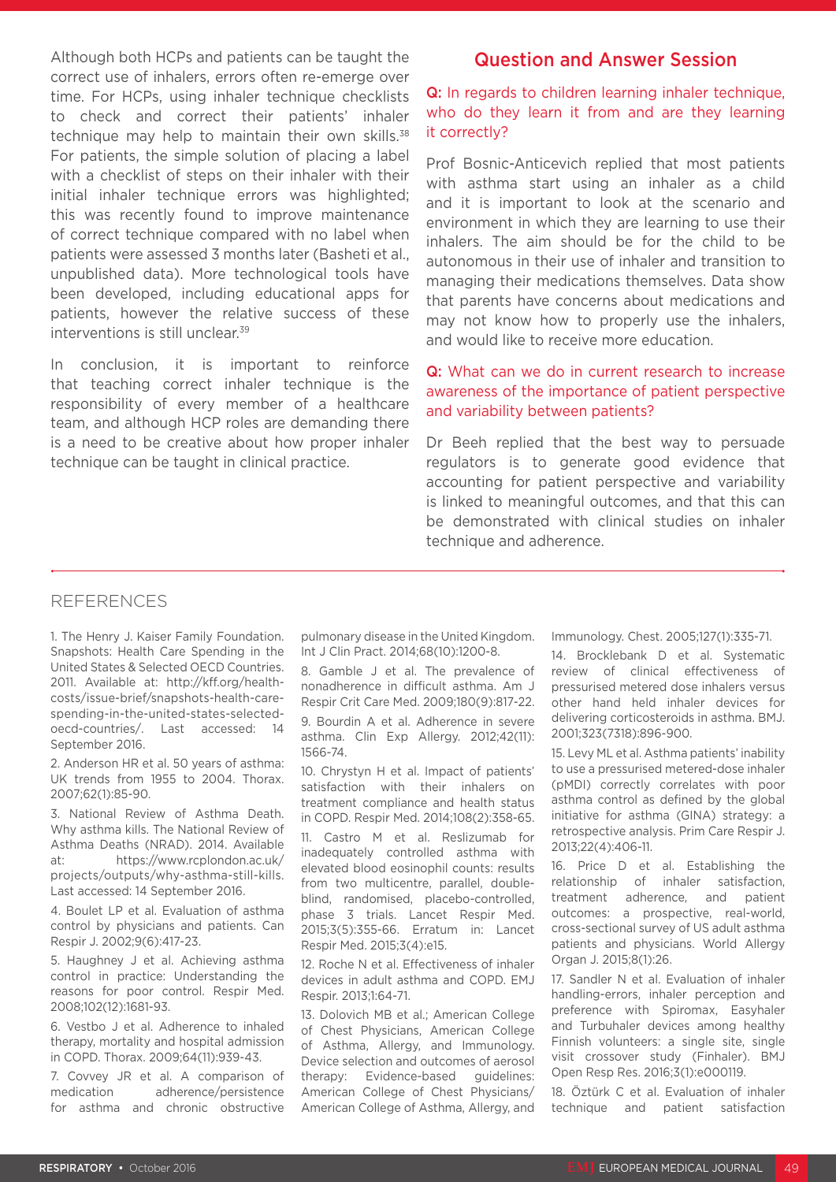Although both HCPs and patients can be taught the correct use of inhalers, errors often re-emerge over time. For HCPs, using inhaler technique checklists to check and correct their patients' inhaler technique may help to maintain their own skills.[38] For patients, the simple solution of placing a label with a checklist of steps on their inhaler with their initial inhaler technique errors was highlighted; this was recently found to improve maintenance of correct technique compared with no label when patients were assessed 3 months later (Basheti et al., unpublished data). More technological tools have been developed, including educational apps for patients, however the relative success of these interventions is still unclear.[39]

In conclusion, it is important to reinforce that teaching correct inhaler technique is the responsibility of every member of a healthcare team, and although HCP roles are demanding there is a need to be creative about how proper inhaler technique can be taught in clinical practice.

## Question and Answer Session

**Q:** In regards to children learning inhaler technique, who do they learn it from and are they learning it correctly?

Prof Bosnic-Anticevich replied that most patients with asthma start using an inhaler as a child and it is important to look at the scenario and environment in which they are learning to use their inhalers. The aim should be for the child to be autonomous in their use of inhaler and transition to managing their medications themselves. Data show that parents have concerns about medications and may not know how to properly use the inhalers, and would like to receive more education.

**Q:** What can we do in current research to increase awareness of the importance of patient perspective and variability between patients?

Dr Beeh replied that the best way to persuade regulators is to generate good evidence that accounting for patient perspective and variability is linked to meaningful outcomes, and that this can be demonstrated with clinical studies on inhaler technique and adherence.

## REFERENCES

1. The Henry J. Kaiser Family Foundation. Snapshots: Health Care Spending in the United States & Selected OECD Countries. 2011. Available at: http://kff.org/health-costs/issue-brief/snapshots-health-care-spending-in-the-united-states-selected-oecd-countries/. Last accessed: 14 September 2016.

2. Anderson HR et al. 50 years of asthma: UK trends from 1955 to 2004. Thorax. 2007;62(1):85-90.

3. National Review of Asthma Death. Why asthma kills. The National Review of Asthma Deaths (NRAD). 2014. Available at: https://www.rcplondon.ac.uk/projects/outputs/why-asthma-still-kills. Last accessed: 14 September 2016.

4. Boulet LP et al. Evaluation of asthma control by physicians and patients. Can Respir J. 2002;9(6):417-23.

5. Haughney J et al. Achieving asthma control in practice: Understanding the reasons for poor control. Respir Med. 2008;102(12):1681-93.

6. Vestbo J et al. Adherence to inhaled therapy, mortality and hospital admission in COPD. Thorax. 2009;64(11):939-43.

7. Covvey JR et al. A comparison of medication adherence/persistence for asthma and chronic obstructive pulmonary disease in the United Kingdom. Int J Clin Pract. 2014;68(10):1200-8.

8. Gamble J et al. The prevalence of nonadherence in difficult asthma. Am J Respir Crit Care Med. 2009;180(9):817-22.

9. Bourdin A et al. Adherence in severe asthma. Clin Exp Allergy. 2012;42(11):1566-74.

10. Chrystyn H et al. Impact of patients' satisfaction with their inhalers on treatment compliance and health status in COPD. Respir Med. 2014;108(2):358-65.

11. Castro M et al. Reslizumab for inadequately controlled asthma with elevated blood eosinophil counts: results from two multicentre, parallel, double-blind, randomised, placebo-controlled, phase 3 trials. Lancet Respir Med. 2015;3(5):355-66. Erratum in: Lancet Respir Med. 2015;3(4):e15.

12. Roche N et al. Effectiveness of inhaler devices in adult asthma and COPD. EMJ Respir. 2013;1:64-71.

13. Dolovich MB et al.; American College of Chest Physicians, American College of Asthma, Allergy, and Immunology. Device selection and outcomes of aerosol therapy: Evidence-based guidelines: American College of Chest Physicians/American College of Asthma, Allergy, and Immunology. Chest. 2005;127(1):335-71.

14. Brocklebank D et al. Systematic review of clinical effectiveness of pressurised metered dose inhalers versus other hand held inhaler devices for delivering corticosteroids in asthma. BMJ. 2001;323(7318):896-900.

15. Levy ML et al. Asthma patients' inability to use a pressurised metered-dose inhaler (pMDI) correctly correlates with poor asthma control as defined by the global initiative for asthma (GINA) strategy: a retrospective analysis. Prim Care Respir J. 2013;22(4):406-11.

16. Price D et al. Establishing the relationship of inhaler satisfaction, treatment adherence, and patient outcomes: a prospective, real-world, cross-sectional survey of US adult asthma patients and physicians. World Allergy Organ J. 2015;8(1):26.

17. Sandler N et al. Evaluation of inhaler handling-errors, inhaler perception and preference with Spiromax, Easyhaler and Turbuhaler devices among healthy Finnish volunteers: a single site, single visit crossover study (Finhaler). BMJ Open Resp Res. 2016;3(1):e000119.

18. Öztürk C et al. Evaluation of inhaler technique and patient satisfaction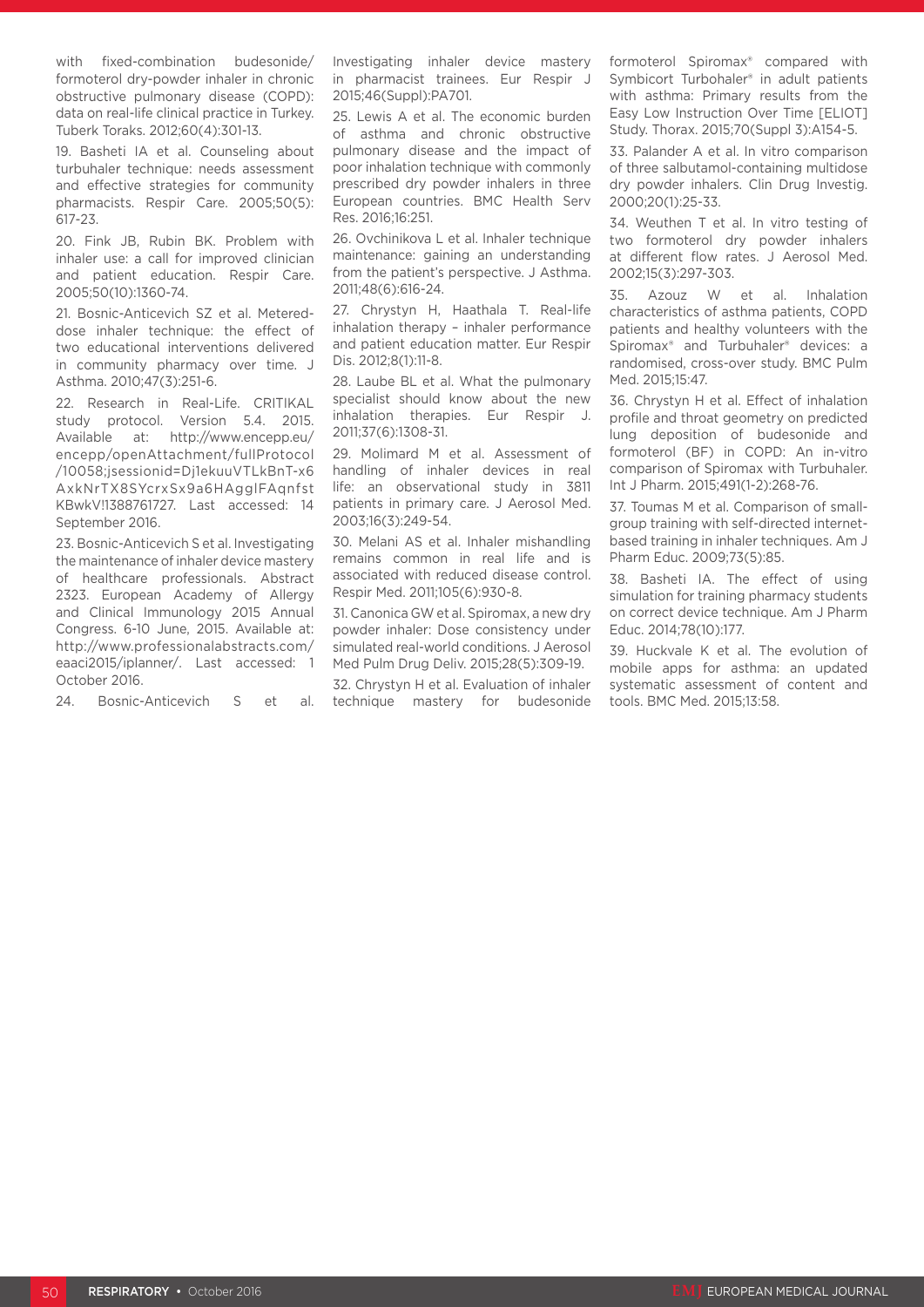with fixed-combination budesonide/formoterol dry-powder inhaler in chronic obstructive pulmonary disease (COPD): data on real-life clinical practice in Turkey. Tuberk Toraks. 2012;60(4):301-13.

19. Basheti IA et al. Counseling about turbuhaler technique: needs assessment and effective strategies for community pharmacists. Respir Care. 2005;50(5):617-23.

20. Fink JB, Rubin BK. Problem with inhaler use: a call for improved clinician and patient education. Respir Care. 2005;50(10):1360-74.

21. Bosnic-Anticevich SZ et al. Metered-dose inhaler technique: the effect of two educational interventions delivered in community pharmacy over time. J Asthma. 2010;47(3):251-6.

22. Research in Real-Life. CRITIKAL study protocol. Version 5.4. 2015. Available at: http://www.encepp.eu/encepp/openAttachment/fullProtocol/10058;jsessionid=Dj1ekuuVTLkBnT-x6AxkNrTX8SYcrxSx9a6HAggIFAqnfstKBwkV!1388761727. Last accessed: 14 September 2016.

23. Bosnic-Anticevich S et al. Investigating the maintenance of inhaler device mastery of healthcare professionals. Abstract 2323. European Academy of Allergy and Clinical Immunology 2015 Annual Congress. 6-10 June, 2015. Available at: http://www.professionalabstracts.com/eaaci2015/iplanner/. Last accessed: 1 October 2016.

24. Bosnic-Anticevich S et al. Investigating inhaler device mastery in pharmacist trainees. Eur Respir J 2015;46(Suppl):PA701.

25. Lewis A et al. The economic burden of asthma and chronic obstructive pulmonary disease and the impact of poor inhalation technique with commonly prescribed dry powder inhalers in three European countries. BMC Health Serv Res. 2016;16:251.

26. Ovchinikova L et al. Inhaler technique maintenance: gaining an understanding from the patient's perspective. J Asthma. 2011;48(6):616-24.

27. Chrystyn H, Haathala T. Real-life inhalation therapy – inhaler performance and patient education matter. Eur Respir Dis. 2012;8(1):11-8.

28. Laube BL et al. What the pulmonary specialist should know about the new inhalation therapies. Eur Respir J. 2011;37(6):1308-31.

29. Molimard M et al. Assessment of handling of inhaler devices in real life: an observational study in 3811 patients in primary care. J Aerosol Med. 2003;16(3):249-54.

30. Melani AS et al. Inhaler mishandling remains common in real life and is associated with reduced disease control. Respir Med. 2011;105(6):930-8.

31. Canonica GW et al. Spiromax, a new dry powder inhaler: Dose consistency under simulated real-world conditions. J Aerosol Med Pulm Drug Deliv. 2015;28(5):309-19.

32. Chrystyn H et al. Evaluation of inhaler technique mastery for budesonide formoterol Spiromax® compared with Symbicort Turbohaler® in adult patients with asthma: Primary results from the Easy Low Instruction Over Time [ELIOT] Study. Thorax. 2015;70(Suppl 3):A154-5.

33. Palander A et al. In vitro comparison of three salbutamol-containing multidose dry powder inhalers. Clin Drug Investig. 2000;20(1):25-33.

34. Weuthen T et al. In vitro testing of two formoterol dry powder inhalers at different flow rates. J Aerosol Med. 2002;15(3):297-303.

35. Azouz W et al. Inhalation characteristics of asthma patients, COPD patients and healthy volunteers with the Spiromax® and Turbuhaler® devices: a randomised, cross-over study. BMC Pulm Med. 2015;15:47.

36. Chrystyn H et al. Effect of inhalation profile and throat geometry on predicted lung deposition of budesonide and formoterol (BF) in COPD: An in-vitro comparison of Spiromax with Turbuhaler. Int J Pharm. 2015;491(1-2):268-76.

37. Toumas M et al. Comparison of small-group training with self-directed internet-based training in inhaler techniques. Am J Pharm Educ. 2009;73(5):85.

38. Basheti IA. The effect of using simulation for training pharmacy students on correct device technique. Am J Pharm Educ. 2014;78(10):177.

39. Huckvale K et al. The evolution of mobile apps for asthma: an updated systematic assessment of content and tools. BMC Med. 2015;13:58.